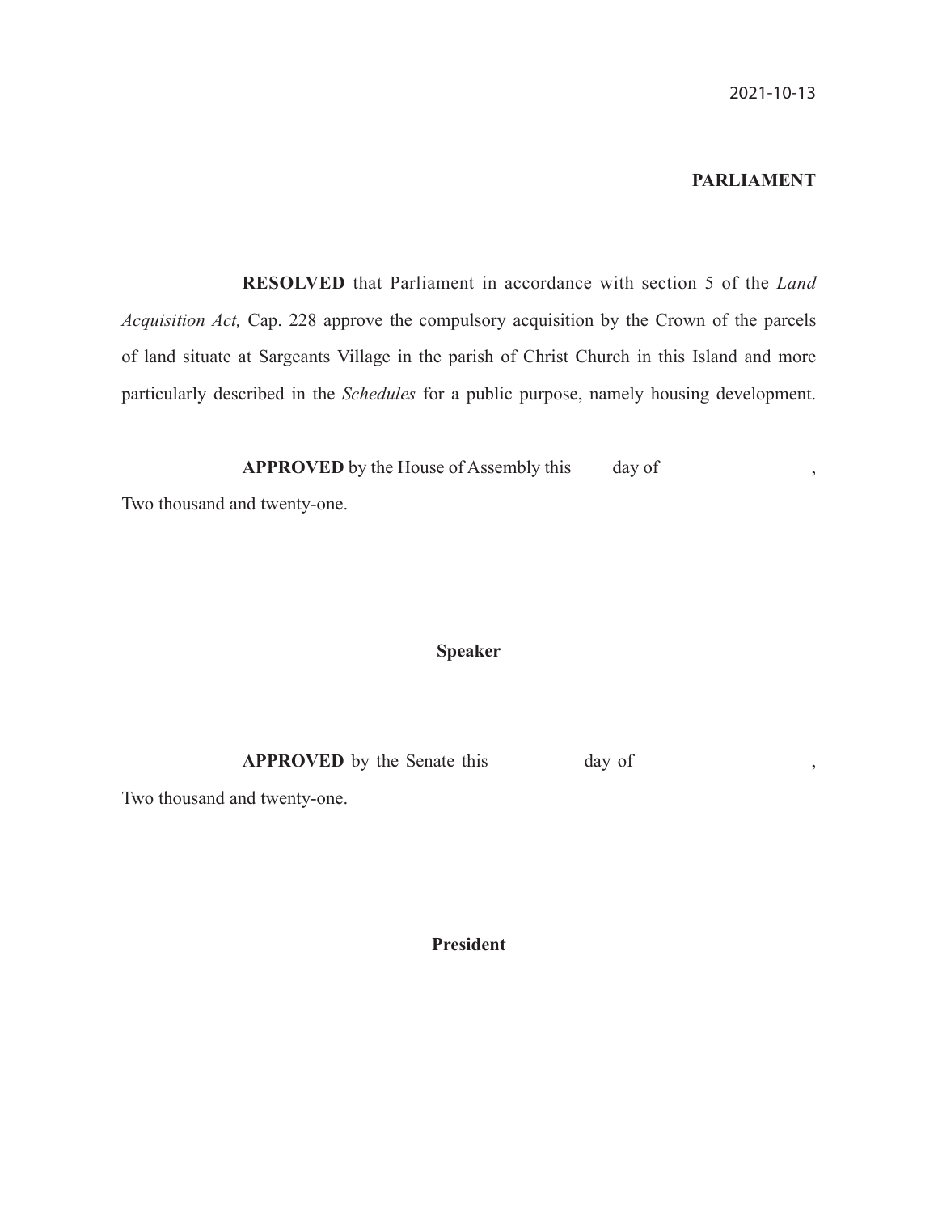2021-10-13

**PARLIAMENT**

**RESOLVED** that Parliament in accordance with section 5 of the *Land Acquisition Act,* Cap. 228 approve the compulsory acquisition by the Crown of the parcels of land situate at Sargeants Village in the parish of Christ Church in this Island and more particularly described in the *Schedules* for a public purpose, namely housing development.

**APPROVED** by the House of Assembly this day of ,
Two thousand and twenty-one.

**Speaker**

**APPROVED** by the Senate this day of ,
Two thousand and twenty-one.

**President**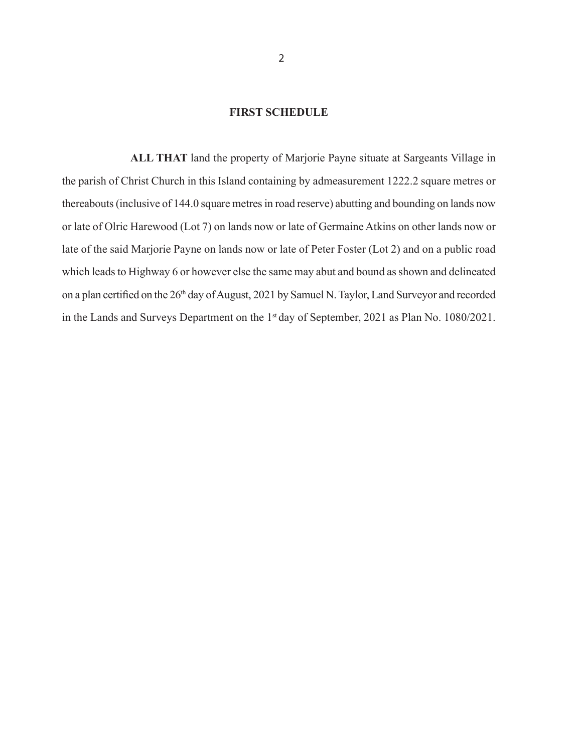## FIRST SCHEDULE

**ALL THAT** land the property of Marjorie Payne situate at Sargeants Village in the parish of Christ Church in this Island containing by admeasurement 1222.2 square metres or thereabouts (inclusive of 144.0 square metres in road reserve) abutting and bounding on lands now or late of Olric Harewood (Lot 7) on lands now or late of Germaine Atkins on other lands now or late of the said Marjorie Payne on lands now or late of Peter Foster (Lot 2) and on a public road which leads to Highway 6 or however else the same may abut and bound as shown and delineated on a plan certified on the 26th day of August, 2021 by Samuel N. Taylor, Land Surveyor and recorded in the Lands and Surveys Department on the 1st day of September, 2021 as Plan No. 1080/2021.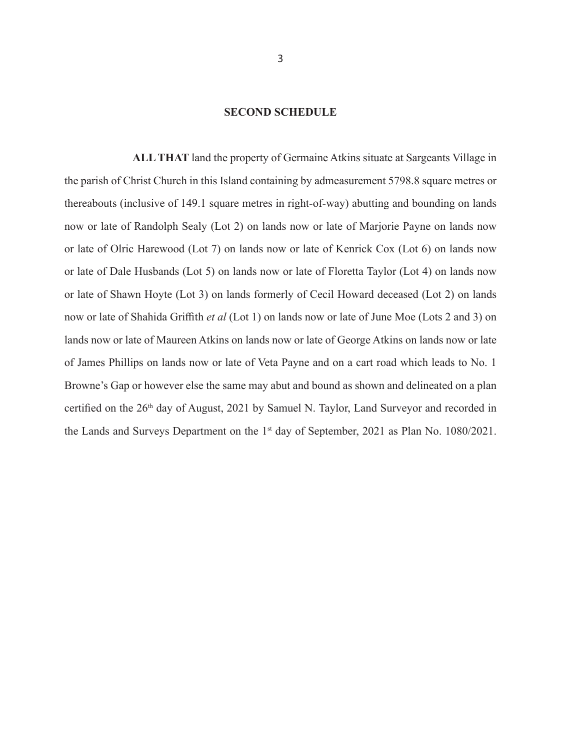## SECOND SCHEDULE

**ALL THAT** land the property of Germaine Atkins situate at Sargeants Village in the parish of Christ Church in this Island containing by admeasurement 5798.8 square metres or thereabouts (inclusive of 149.1 square metres in right-of-way) abutting and bounding on lands now or late of Randolph Sealy (Lot 2) on lands now or late of Marjorie Payne on lands now or late of Olric Harewood (Lot 7) on lands now or late of Kenrick Cox (Lot 6) on lands now or late of Dale Husbands (Lot 5) on lands now or late of Floretta Taylor (Lot 4) on lands now or late of Shawn Hoyte (Lot 3) on lands formerly of Cecil Howard deceased (Lot 2) on lands now or late of Shahida Griffith *et al* (Lot 1) on lands now or late of June Moe (Lots 2 and 3) on lands now or late of Maureen Atkins on lands now or late of George Atkins on lands now or late of James Phillips on lands now or late of Veta Payne and on a cart road which leads to No. 1 Browne's Gap or however else the same may abut and bound as shown and delineated on a plan certified on the 26th day of August, 2021 by Samuel N. Taylor, Land Surveyor and recorded in the Lands and Surveys Department on the 1st day of September, 2021 as Plan No. 1080/2021.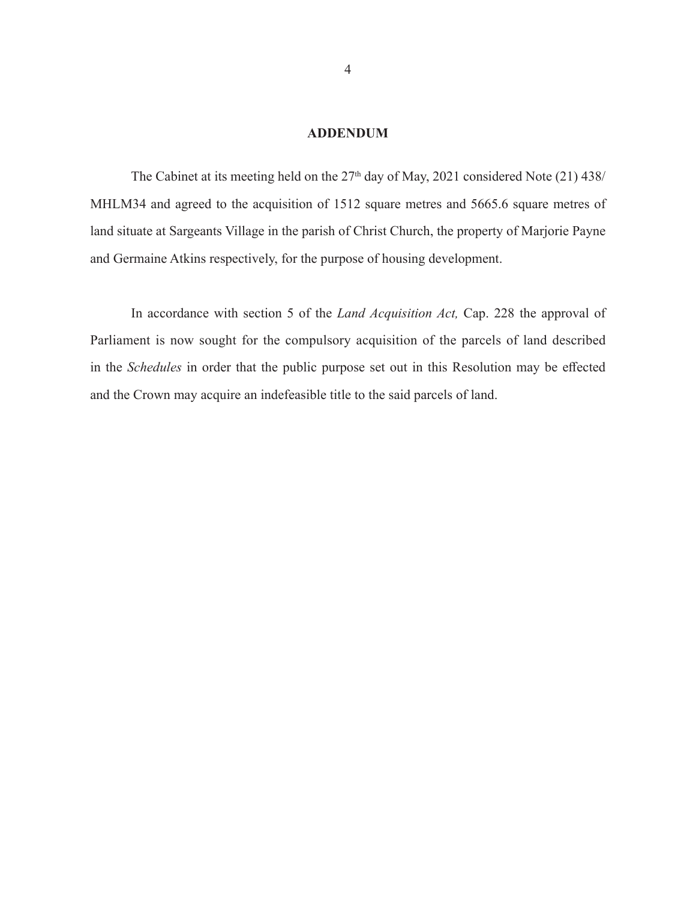## ADDENDUM

The Cabinet at its meeting held on the 27th day of May, 2021 considered Note (21) 438/ MHLM34 and agreed to the acquisition of 1512 square metres and 5665.6 square metres of land situate at Sargeants Village in the parish of Christ Church, the property of Marjorie Payne and Germaine Atkins respectively, for the purpose of housing development.

In accordance with section 5 of the *Land Acquisition Act,* Cap. 228 the approval of Parliament is now sought for the compulsory acquisition of the parcels of land described in the *Schedules* in order that the public purpose set out in this Resolution may be effected and the Crown may acquire an indefeasible title to the said parcels of land.